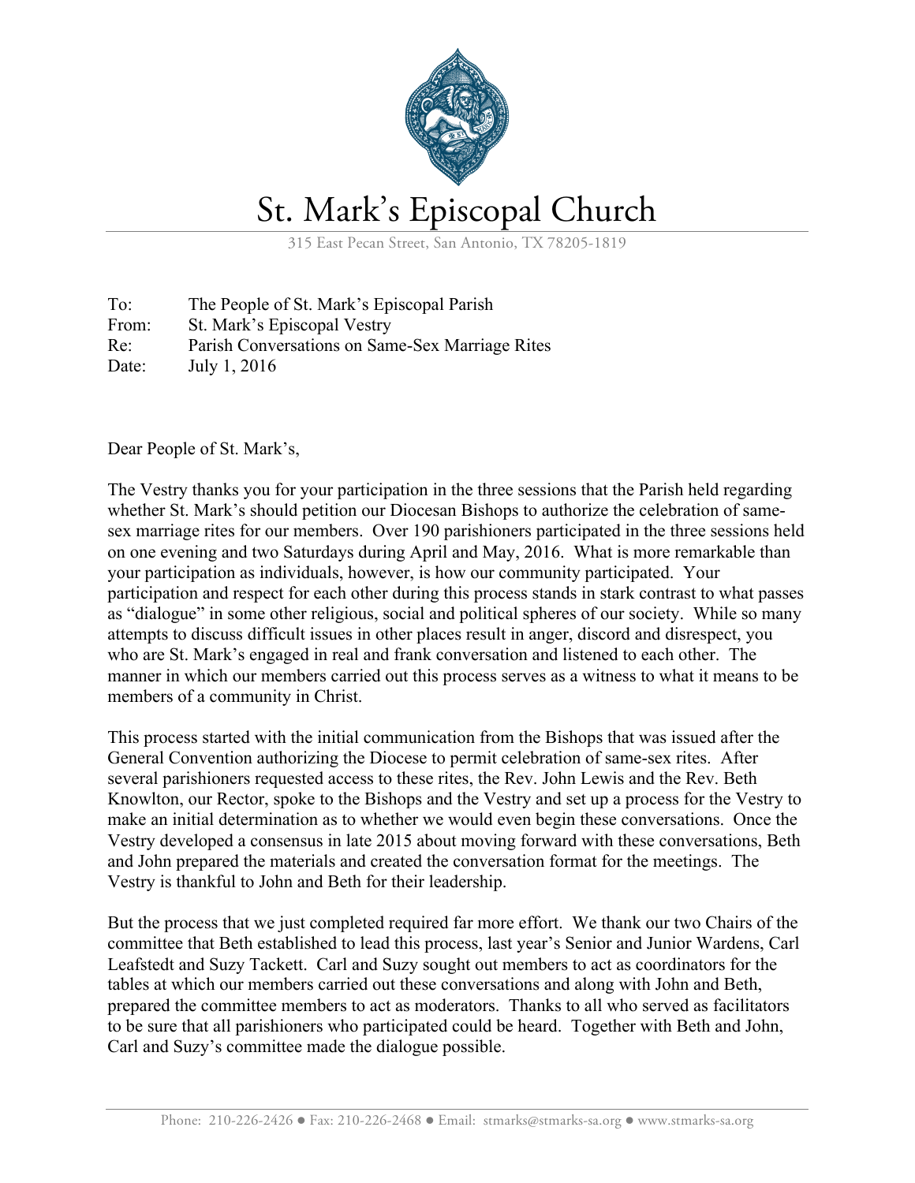# St. Mark's Episcopal Church

315 East Pecan Street, San Antonio, TX 78205-1819

To: The People of St. Mark's Episcopal Parish
From: St. Mark's Episcopal Vestry
Re: Parish Conversations on Same-Sex Marriage Rites
Date: July 1, 2016

Dear People of St. Mark's,

The Vestry thanks you for your participation in the three sessions that the Parish held regarding whether St. Mark's should petition our Diocesan Bishops to authorize the celebration of same-sex marriage rites for our members. Over 190 parishioners participated in the three sessions held on one evening and two Saturdays during April and May, 2016. What is more remarkable than your participation as individuals, however, is how our community participated. Your participation and respect for each other during this process stands in stark contrast to what passes as "dialogue" in some other religious, social and political spheres of our society. While so many attempts to discuss difficult issues in other places result in anger, discord and disrespect, you who are St. Mark's engaged in real and frank conversation and listened to each other. The manner in which our members carried out this process serves as a witness to what it means to be members of a community in Christ.

This process started with the initial communication from the Bishops that was issued after the General Convention authorizing the Diocese to permit celebration of same-sex rites. After several parishioners requested access to these rites, the Rev. John Lewis and the Rev. Beth Knowlton, our Rector, spoke to the Bishops and the Vestry and set up a process for the Vestry to make an initial determination as to whether we would even begin these conversations. Once the Vestry developed a consensus in late 2015 about moving forward with these conversations, Beth and John prepared the materials and created the conversation format for the meetings. The Vestry is thankful to John and Beth for their leadership.

But the process that we just completed required far more effort. We thank our two Chairs of the committee that Beth established to lead this process, last year's Senior and Junior Wardens, Carl Leafstedt and Suzy Tackett. Carl and Suzy sought out members to act as coordinators for the tables at which our members carried out these conversations and along with John and Beth, prepared the committee members to act as moderators. Thanks to all who served as facilitators to be sure that all parishioners who participated could be heard. Together with Beth and John, Carl and Suzy's committee made the dialogue possible.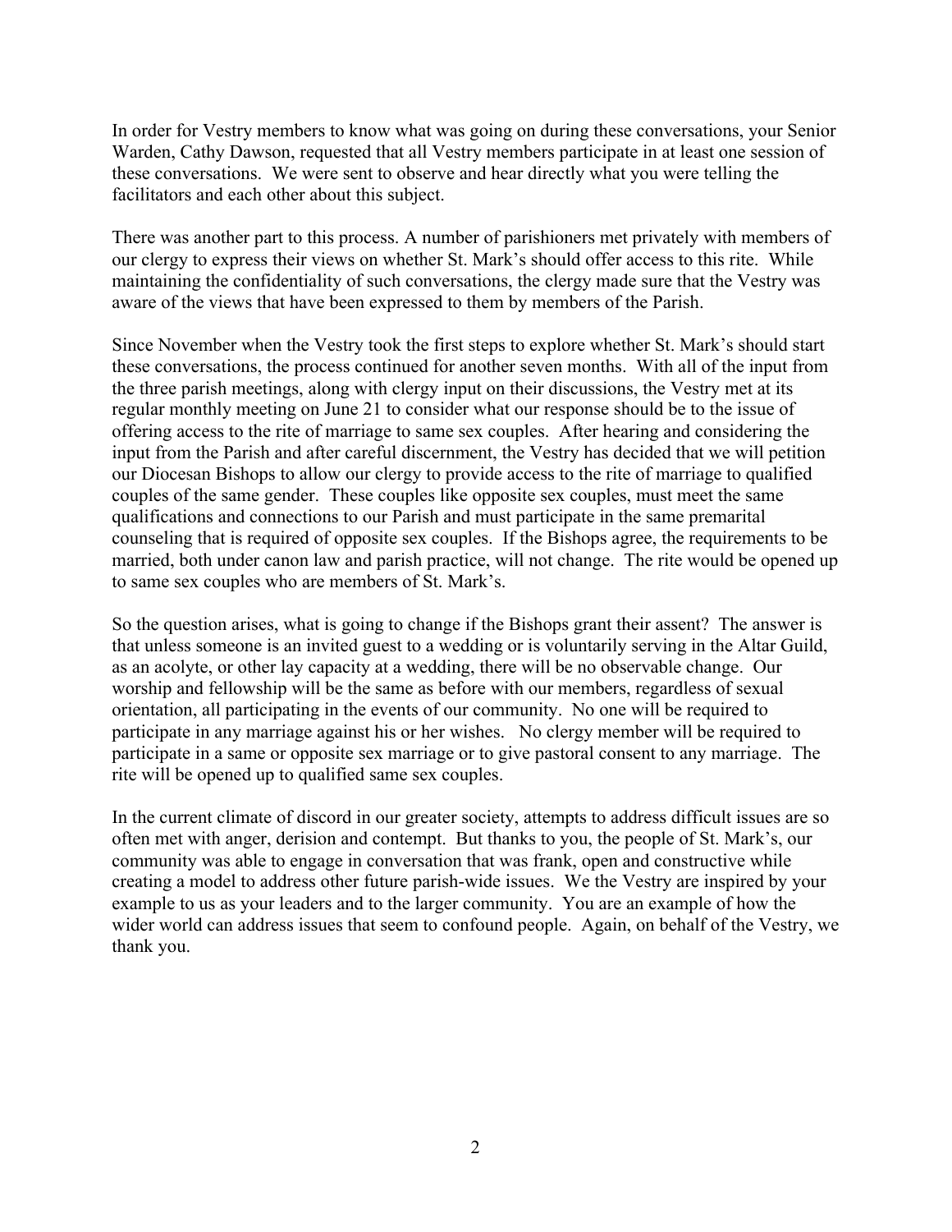In order for Vestry members to know what was going on during these conversations, your Senior Warden, Cathy Dawson, requested that all Vestry members participate in at least one session of these conversations. We were sent to observe and hear directly what you were telling the facilitators and each other about this subject.

There was another part to this process. A number of parishioners met privately with members of our clergy to express their views on whether St. Mark's should offer access to this rite. While maintaining the confidentiality of such conversations, the clergy made sure that the Vestry was aware of the views that have been expressed to them by members of the Parish.

Since November when the Vestry took the first steps to explore whether St. Mark's should start these conversations, the process continued for another seven months. With all of the input from the three parish meetings, along with clergy input on their discussions, the Vestry met at its regular monthly meeting on June 21 to consider what our response should be to the issue of offering access to the rite of marriage to same sex couples. After hearing and considering the input from the Parish and after careful discernment, the Vestry has decided that we will petition our Diocesan Bishops to allow our clergy to provide access to the rite of marriage to qualified couples of the same gender. These couples like opposite sex couples, must meet the same qualifications and connections to our Parish and must participate in the same premarital counseling that is required of opposite sex couples. If the Bishops agree, the requirements to be married, both under canon law and parish practice, will not change. The rite would be opened up to same sex couples who are members of St. Mark's.

So the question arises, what is going to change if the Bishops grant their assent? The answer is that unless someone is an invited guest to a wedding or is voluntarily serving in the Altar Guild, as an acolyte, or other lay capacity at a wedding, there will be no observable change. Our worship and fellowship will be the same as before with our members, regardless of sexual orientation, all participating in the events of our community. No one will be required to participate in any marriage against his or her wishes. No clergy member will be required to participate in a same or opposite sex marriage or to give pastoral consent to any marriage. The rite will be opened up to qualified same sex couples.

In the current climate of discord in our greater society, attempts to address difficult issues are so often met with anger, derision and contempt. But thanks to you, the people of St. Mark's, our community was able to engage in conversation that was frank, open and constructive while creating a model to address other future parish-wide issues. We the Vestry are inspired by your example to us as your leaders and to the larger community. You are an example of how the wider world can address issues that seem to confound people. Again, on behalf of the Vestry, we thank you.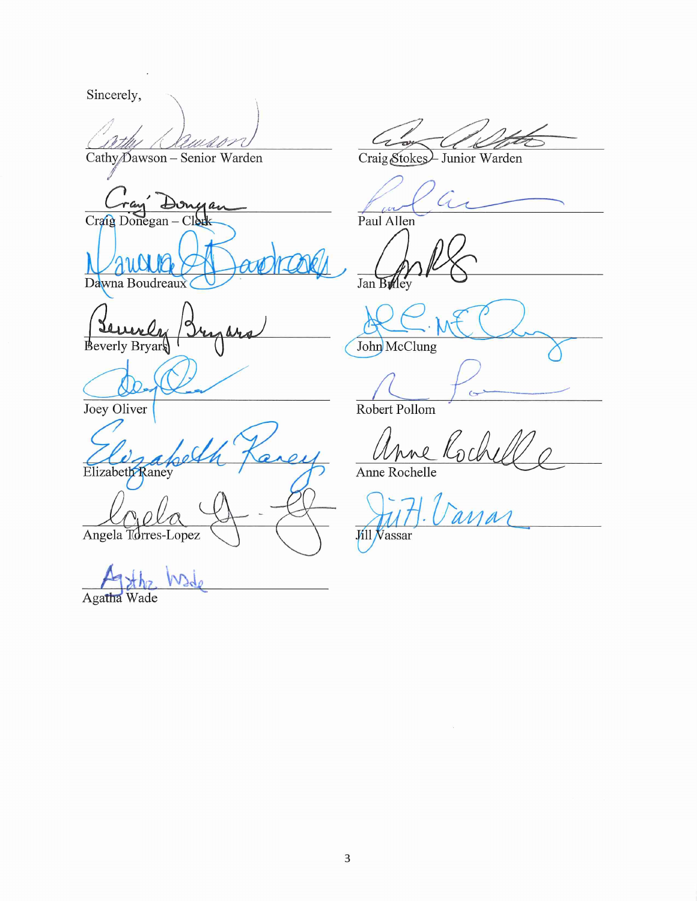Sincerely,

Cathy Dawson – Senior Warden

Craig Stokes – Junior Warden

Craig Donegan – Clerk

Paul Allen

Dawna Boudreaux

Jan Bailey

Beverly Bryars

John McClung

Joey Oliver

Robert Pollom

Elizabeth Raney

Anne Rochelle

Angela Torres-Lopez

Jill Vassar

Agatha Wade